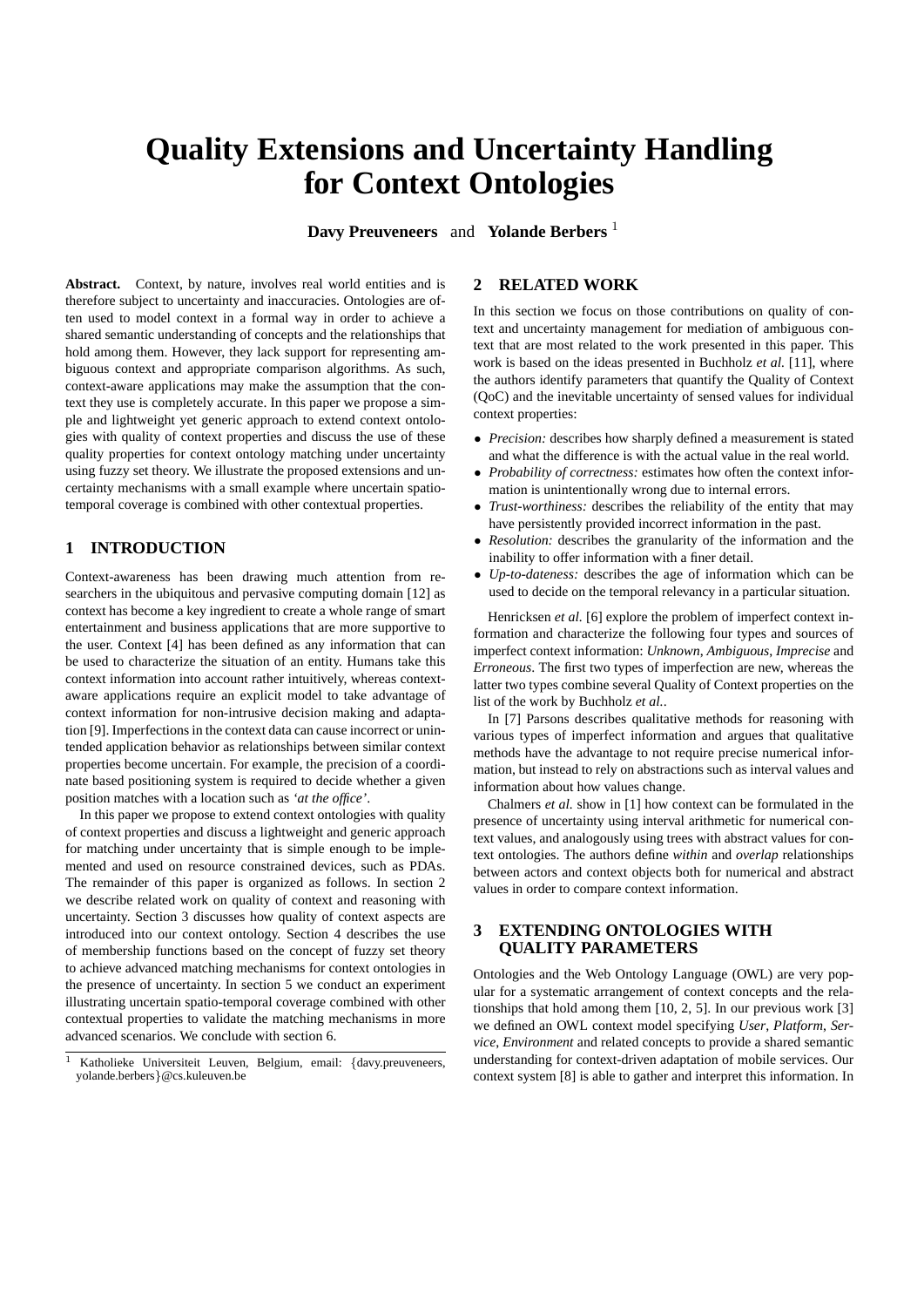# Quality Extensions and Uncertainty Handling for Context Ontologies

**Davy Preuveneers** and **Yolande Berbers** [1]

**Abstract.** Context, by nature, involves real world entities and is therefore subject to uncertainty and inaccuracies. Ontologies are often used to model context in a formal way in order to achieve a shared semantic understanding of concepts and the relationships that hold among them. However, they lack support for representing ambiguous context and appropriate comparison algorithms. As such, context-aware applications may make the assumption that the context they use is completely accurate. In this paper we propose a simple and lightweight yet generic approach to extend context ontologies with quality of context properties and discuss the use of these quality properties for context ontology matching under uncertainty using fuzzy set theory. We illustrate the proposed extensions and uncertainty mechanisms with a small example where uncertain spatio-temporal coverage is combined with other contextual properties.

## 1 INTRODUCTION

Context-awareness has been drawing much attention from researchers in the ubiquitous and pervasive computing domain [12] as context has become a key ingredient to create a whole range of smart entertainment and business applications that are more supportive to the user. Context [4] has been defined as any information that can be used to characterize the situation of an entity. Humans take this context information into account rather intuitively, whereas context-aware applications require an explicit model to take advantage of context information for non-intrusive decision making and adaptation [9]. Imperfections in the context data can cause incorrect or unintended application behavior as relationships between similar context properties become uncertain. For example, the precision of a coordinate based positioning system is required to decide whether a given position matches with a location such as *'at the office'*.

In this paper we propose to extend context ontologies with quality of context properties and discuss a lightweight and generic approach for matching under uncertainty that is simple enough to be implemented and used on resource constrained devices, such as PDAs. The remainder of this paper is organized as follows. In section 2 we describe related work on quality of context and reasoning with uncertainty. Section 3 discusses how quality of context aspects are introduced into our context ontology. Section 4 describes the use of membership functions based on the concept of fuzzy set theory to achieve advanced matching mechanisms for context ontologies in the presence of uncertainty. In section 5 we conduct an experiment illustrating uncertain spatio-temporal coverage combined with other contextual properties to validate the matching mechanisms in more advanced scenarios. We conclude with section 6.

[1] Katholieke Universiteit Leuven, Belgium, email: {davy.preuveneers, yolande.berbers}@cs.kuleuven.be

## 2 RELATED WORK

In this section we focus on those contributions on quality of context and uncertainty management for mediation of ambiguous context that are most related to the work presented in this paper. This work is based on the ideas presented in Buchholz *et al.* [11], where the authors identify parameters that quantify the Quality of Context (QoC) and the inevitable uncertainty of sensed values for individual context properties:

- *Precision:* describes how sharply defined a measurement is stated and what the difference is with the actual value in the real world.
- *Probability of correctness:* estimates how often the context information is unintentionally wrong due to internal errors.
- *Trust-worthiness:* describes the reliability of the entity that may have persistently provided incorrect information in the past.
- *Resolution:* describes the granularity of the information and the inability to offer information with a finer detail.
- *Up-to-dateness:* describes the age of information which can be used to decide on the temporal relevancy in a particular situation.

Henricksen *et al.* [6] explore the problem of imperfect context information and characterize the following four types and sources of imperfect context information: *Unknown*, *Ambiguous*, *Imprecise* and *Erroneous*. The first two types of imperfection are new, whereas the latter two types combine several Quality of Context properties on the list of the work by Buchholz *et al.*.

In [7] Parsons describes qualitative methods for reasoning with various types of imperfect information and argues that qualitative methods have the advantage to not require precise numerical information, but instead to rely on abstractions such as interval values and information about how values change.

Chalmers *et al.* show in [1] how context can be formulated in the presence of uncertainty using interval arithmetic for numerical context values, and analogously using trees with abstract values for context ontologies. The authors define *within* and *overlap* relationships between actors and context objects both for numerical and abstract values in order to compare context information.

## 3 EXTENDING ONTOLOGIES WITH QUALITY PARAMETERS

Ontologies and the Web Ontology Language (OWL) are very popular for a systematic arrangement of context concepts and the relationships that hold among them [10, 2, 5]. In our previous work [3] we defined an OWL context model specifying *User*, *Platform*, *Service*, *Environment* and related concepts to provide a shared semantic understanding for context-driven adaptation of mobile services. Our context system [8] is able to gather and interpret this information. In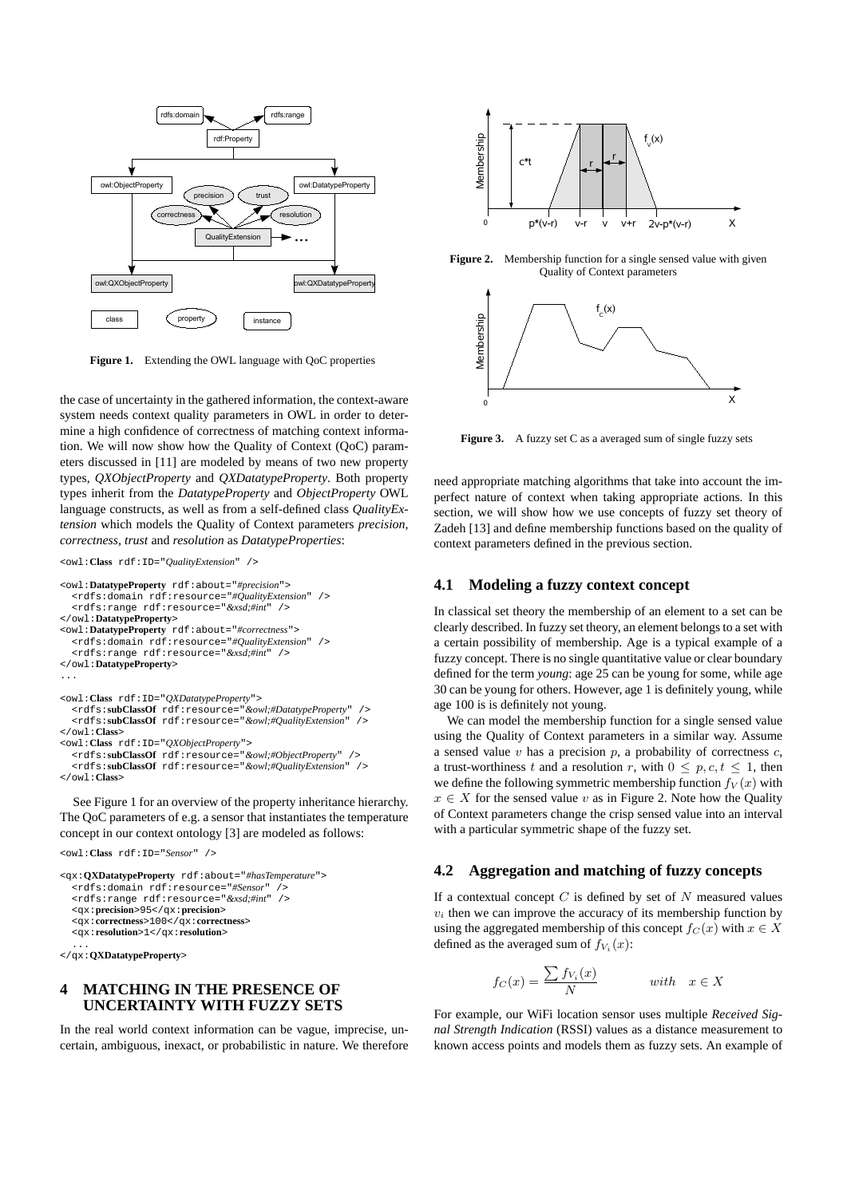Figure 1. Extending the OWL language with QoC properties

the case of uncertainty in the gathered information, the context-aware system needs context quality parameters in OWL in order to determine a high confidence of correctness of matching context information. We will now show how the Quality of Context (QoC) parameters discussed in [11] are modeled by means of two new property types, *QXObjectProperty* and *QXDatatypeProperty*. Both property types inherit from the *DatatypeProperty* and *ObjectProperty* OWL language constructs, as well as from a self-defined class *QualityExtension* which models the Quality of Context parameters *precision, correctness, trust* and *resolution* as *DatatypeProperties*:

```
<owl:Class rdf:ID="QualityExtension" />

<owl:DatatypeProperty rdf:about="#precision">
  <rdfs:domain rdf:resource="#QualityExtension" />
  <rdfs:range rdf:resource="&xsd;#int" />
</owl:DatatypeProperty>
<owl:DatatypeProperty rdf:about="#correctness">
  <rdfs:domain rdf:resource="#QualityExtension" />
  <rdfs:range rdf:resource="&xsd;#int" />
</owl:DatatypeProperty>
...

<owl:Class rdf:ID="QXDatatypeProperty">
  <rdfs:subClassOf rdf:resource="&owl;#DatatypeProperty" />
  <rdfs:subClassOf rdf:resource="&owl;#QualityExtension" />
</owl:Class>
<owl:Class rdf:ID="QXObjectProperty">
  <rdfs:subClassOf rdf:resource="&owl;#ObjectProperty" />
  <rdfs:subClassOf rdf:resource="&owl;#QualityExtension" />
</owl:Class>
```

See Figure 1 for an overview of the property inheritance hierarchy. The QoC parameters of e.g. a sensor that instantiates the temperature concept in our context ontology [3] are modeled as follows:

```
<owl:Class rdf:ID="Sensor" />

<qx:QXDatatypeProperty rdf:about="#hasTemperature">
  <rdfs:domain rdf:resource="#Sensor" />
  <rdfs:range rdf:resource="&xsd;#int" />
  <qx:precision>95</qx:precision>
  <qx:correctness>100</qx:correctness>
  <qx:resolution>1</qx:resolution>
  ...
</qx:QXDatatypeProperty>
```

## 4 MATCHING IN THE PRESENCE OF UNCERTAINTY WITH FUZZY SETS

In the real world context information can be vague, imprecise, uncertain, ambiguous, inexact, or probabilistic in nature. We therefore need appropriate matching algorithms that take into account the imperfect nature of context when taking appropriate actions. In this section, we will show how we use concepts of fuzzy set theory of Zadeh [13] and define membership functions based on the quality of context parameters defined in the previous section.

Figure 2. Membership function for a single sensed value with given Quality of Context parameters

Figure 3. A fuzzy set C as a averaged sum of single fuzzy sets

### 4.1 Modeling a fuzzy context concept

In classical set theory the membership of an element to a set can be clearly described. In fuzzy set theory, an element belongs to a set with a certain possibility of membership. Age is a typical example of a fuzzy concept. There is no single quantitative value or clear boundary defined for the term *young*: age 25 can be young for some, while age 30 can be young for others. However, age 1 is definitely young, while age 100 is is definitely not young.

We can model the membership function for a single sensed value using the Quality of Context parameters in a similar way. Assume a sensed value $v$ has a precision $p$, a probability of correctness $c$, a trust-worthiness $t$ and a resolution $r$, with $0 \leq p, c, t \leq 1$, then we define the following symmetric membership function $f_V(x)$ with $x \in X$ for the sensed value $v$ as in Figure 2. Note how the Quality of Context parameters change the crisp sensed value into an interval with a particular symmetric shape of the fuzzy set.

### 4.2 Aggregation and matching of fuzzy concepts

If a contextual concept $C$ is defined by set of $N$ measured values $v_i$ then we can improve the accuracy of its membership function by using the aggregated membership of this concept $f_C(x)$ with $x \in X$ defined as the averaged sum of $f_{V_i}(x)$:

$$f_C(x) = \frac{\sum f_{V_i}(x)}{N} \qquad with \quad x \in X$$

For example, our WiFi location sensor uses multiple *Received Signal Strength Indication* (RSSI) values as a distance measurement to known access points and models them as fuzzy sets. An example of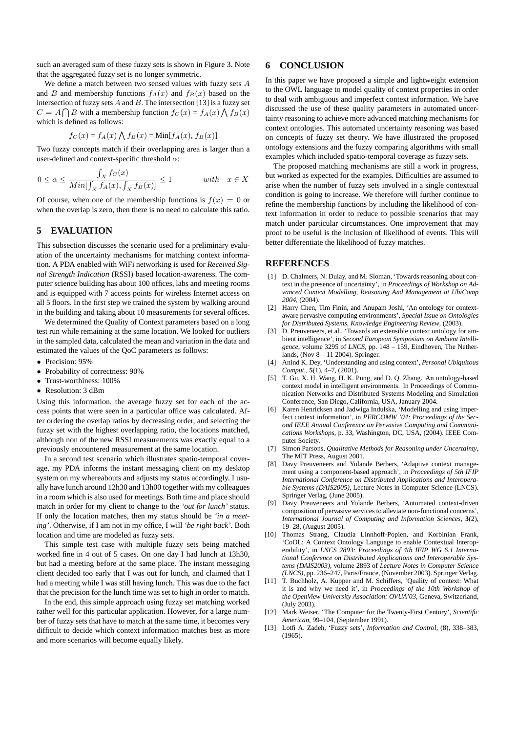such an averaged sum of these fuzzy sets is shown in Figure 3. Note that the aggregated fuzzy set is no longer symmetric.

We define a match between two sensed values with fuzzy sets $A$ and $B$ and membership functions $f_A(x)$ and $f_B(x)$ based on the intersection of fuzzy sets $A$ and $B$. The intersection [13] is a fuzzy set $C = A \bigcap B$ with a membership function $f_C(x) = f_A(x) \bigwedge f_B(x)$ which is defined as follows:

$$f_C(x) = f_A(x) \bigwedge f_B(x) = \text{Min}[f_A(x), f_B(x)]$$

Two fuzzy concepts match if their overlapping area is larger than a user-defined and context-specific threshold $\alpha$:

$$0 \leq \alpha \leq \frac{\int_X f_C(x)}{Min[\int_X f_A(x), \int_X f_B(x)]} \leq 1 \qquad with \quad x \in X$$

Of course, when one of the membership functions is $f(x) = 0$ or when the overlap is zero, then there is no need to calculate this ratio.

## 5 EVALUATION

This subsection discusses the scenario used for a preliminary evaluation of the uncertainty mechanisms for matching context information. A PDA enabled with WiFi networking is used for *Received Signal Strength Indication* (RSSI) based location-awareness. The computer science building has about 100 offices, labs and meeting rooms and is equipped with 7 access points for wireless Internet access on all 5 floors. In the first step we trained the system by walking around in the building and taking about 10 measurements for several offices.

We determined the Quality of Context parameters based on a long test run while remaining at the same location. We looked for outliers in the sampled data, calculated the mean and variation in the data and estimated the values of the QoC parameters as follows:

- Precision: 95%
- Probability of correctness: 90%
- Trust-worthiness: 100%
- Resolution: 3 dBm

Using this information, the average fuzzy set for each of the access points that were seen in a particular office was calculated. After ordering the overlap ratios by decreasing order, and selecting the fuzzy set with the highest overlapping ratio, the locations matched, although non of the new RSSI measurements was exactly equal to a previously encountered measurement at the same location.

In a second test scenario which illustrates spatio-temporal coverage, my PDA informs the instant messaging client on my desktop system on my whereabouts and adjusts my status accordingly. I usually have lunch around 12h30 and 13h00 together with my colleagues in a room which is also used for meetings. Both time and place should match in order for my client to change to the *'out for lunch'* status. If only the location matches, then my status should be *'in a meeting'*. Otherwise, if I am not in my office, I will *'be right back'*. Both location and time are modeled as fuzzy sets.

This simple test case with multiple fuzzy sets being matched worked fine in 4 out of 5 cases. On one day I had lunch at 13h30, but had a meeting before at the same place. The instant messaging client decided too early that I was out for lunch, and claimed that I had a meeting while I was still having lunch. This was due to the fact that the precision for the lunch time was set to high in order to match.

In the end, this simple approach using fuzzy set matching worked rather well for this particular application. However, for a large number of fuzzy sets that have to match at the same time, it becomes very difficult to decide which context information matches best as more and more scenarios will become equally likely.

## 6 CONCLUSION

In this paper we have proposed a simple and lightweight extension to the OWL language to model quality of context properties in order to deal with ambiguous and imperfect context information. We have discussed the use of these quality parameters in automated uncertainty reasoning to achieve more advanced matching mechanisms for context ontologies. This automated uncertainty reasoning was based on concepts of fuzzy set theory. We have illustrated the proposed ontology extensions and the fuzzy comparing algorithms with small examples which included spatio-temporal coverage as fuzzy sets.

The proposed matching mechanisms are still a work in progress, but worked as expected for the examples. Difficulties are assumed to arise when the number of fuzzy sets involved in a single contextual condition is going to increase. We therefore will further continue to refine the membership functions by including the likelihood of context information in order to reduce to possible scenarios that may match under particular circumstances. One improvement that may proof to be useful is the inclusion of likelihood of events. This will better differentiate the likelihood of fuzzy matches.

## REFERENCES

[1] D. Chalmers, N. Dulay, and M. Sloman, 'Towards reasoning about context in the presence of uncertainty', in *Proceedings of Workshop on Advanced Context Modelling, Reasoning And Management at UbiComp 2004*, (2004).

[2] Harry Chen, Tim Finin, and Anupam Joshi, 'An ontology for context-aware pervasive computing environments', *Special Issue on Ontologies for Distributed Systems, Knowledge Engineering Review*, (2003).

[3] D. Preuveneers, et al., 'Towards an extensible context ontology for ambient intelligence', in *Second European Symposium on Ambient Intelligence*, volume 3295 of *LNCS*, pp. 148 – 159, Eindhoven, The Netherlands, (Nov 8 – 11 2004). Springer.

[4] Anind K. Dey, 'Understanding and using context', *Personal Ubiquitous Comput.*, **5**(1), 4–7, (2001).

[5] T. Gu, X. H. Wang, H. K. Pung, and D. Q. Zhang. An ontology-based context model in intelligent environments. In Proceedings of Communication Networks and Distributed Systems Modeling and Simulation Conference, San Diego, California, USA, January 2004.

[6] Karen Henricksen and Jadwiga Indulska, 'Modelling and using imperfect context information', in *PERCOMW '04: Proceedings of the Second IEEE Annual Conference on Pervasive Computing and Communications Workshops*, p. 33, Washington, DC, USA, (2004). IEEE Computer Society.

[7] Simon Parsons, *Qualitative Methods for Reasoning under Uncertainty*, The MIT Press, August 2001.

[8] Davy Preuveneers and Yolande Berbers, 'Adaptive context management using a component-based approach', in *Proceedings of 5th IFIP International Conference on Distributed Applications and Interoperable Systems (DAIS2005)*, Lecture Notes in Computer Science (LNCS). Springer Verlag, (June 2005).

[9] Davy Preuveneers and Yolande Berbers, 'Automated context-driven composition of pervasive services to alleviate non-functional concerns', *International Journal of Computing and Information Sciences*, **3**(2), 19–28, (August 2005).

[10] Thomas Strang, Claudia Linnhoff-Popien, and Korbinian Frank, 'CoOL: A Context Ontology Language to enable Contextual Interoperability', in *LNCS 2893: Proceedings of 4th IFIP WG 6.1 International Conference on Distributed Applications and Interoperable Systems (DAIS2003)*, volume 2893 of *Lecture Notes in Computer Science (LNCS)*, pp. 236–247, Paris/France, (November 2003). Springer Verlag.

[11] T. Buchholz, A. Kupper and M. Schiffers, 'Quality of context: What it is and why we need it', in *Proceedings of the 10th Workshop of the OpenView University Association: OVUA'03*, Geneva, Switzerland, (July 2003).

[12] Mark Weiser, 'The Computer for the Twenty-First Century', *Scientific American*, 99–104, (September 1991).

[13] Lotfi A. Zadeh, 'Fuzzy sets', *Information and Control*, (8), 338–383, (1965).